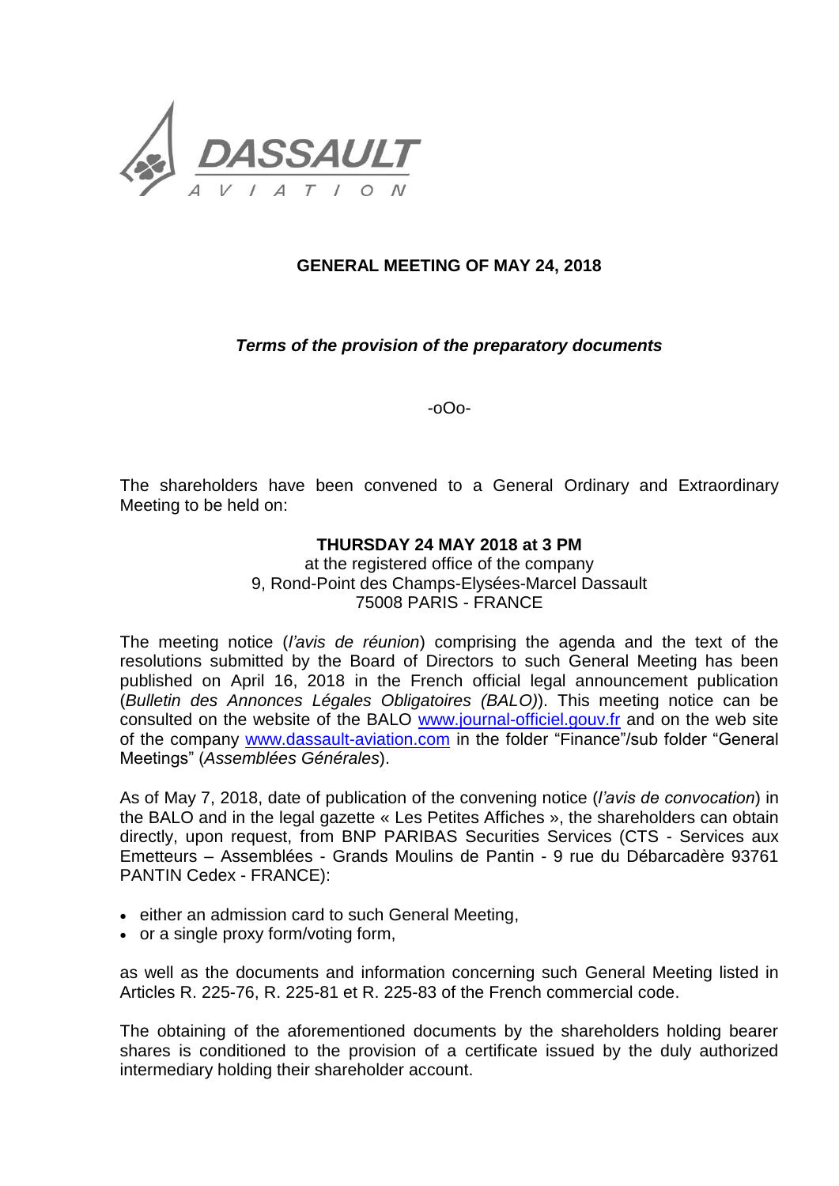**DASSAULT**
A V I A T I O N

# GENERAL MEETING OF MAY 24, 2018

***Terms of the provision of the preparatory documents***

-oOo-

The shareholders have been convened to a General Ordinary and Extraordinary Meeting to be held on:

**THURSDAY 24 MAY 2018 at 3 PM**
at the registered office of the company
9, Rond-Point des Champs-Elysées-Marcel Dassault
75008 PARIS - FRANCE

The meeting notice (*l'avis de réunion*) comprising the agenda and the text of the resolutions submitted by the Board of Directors to such General Meeting has been published on April 16, 2018 in the French official legal announcement publication (*Bulletin des Annonces Légales Obligatoires (BALO)*). This meeting notice can be consulted on the website of the BALO www.journal-officiel.gouv.fr and on the web site of the company www.dassault-aviation.com in the folder "Finance"/sub folder "General Meetings" (*Assemblées Générales*).

As of May 7, 2018, date of publication of the convening notice (*l'avis de convocation*) in the BALO and in the legal gazette « Les Petites Affiches », the shareholders can obtain directly, upon request, from BNP PARIBAS Securities Services (CTS - Services aux Emetteurs – Assemblées - Grands Moulins de Pantin - 9 rue du Débarcadère 93761 PANTIN Cedex - FRANCE):

- either an admission card to such General Meeting,
- or a single proxy form/voting form,

as well as the documents and information concerning such General Meeting listed in Articles R. 225-76, R. 225-81 et R. 225-83 of the French commercial code.

The obtaining of the aforementioned documents by the shareholders holding bearer shares is conditioned to the provision of a certificate issued by the duly authorized intermediary holding their shareholder account.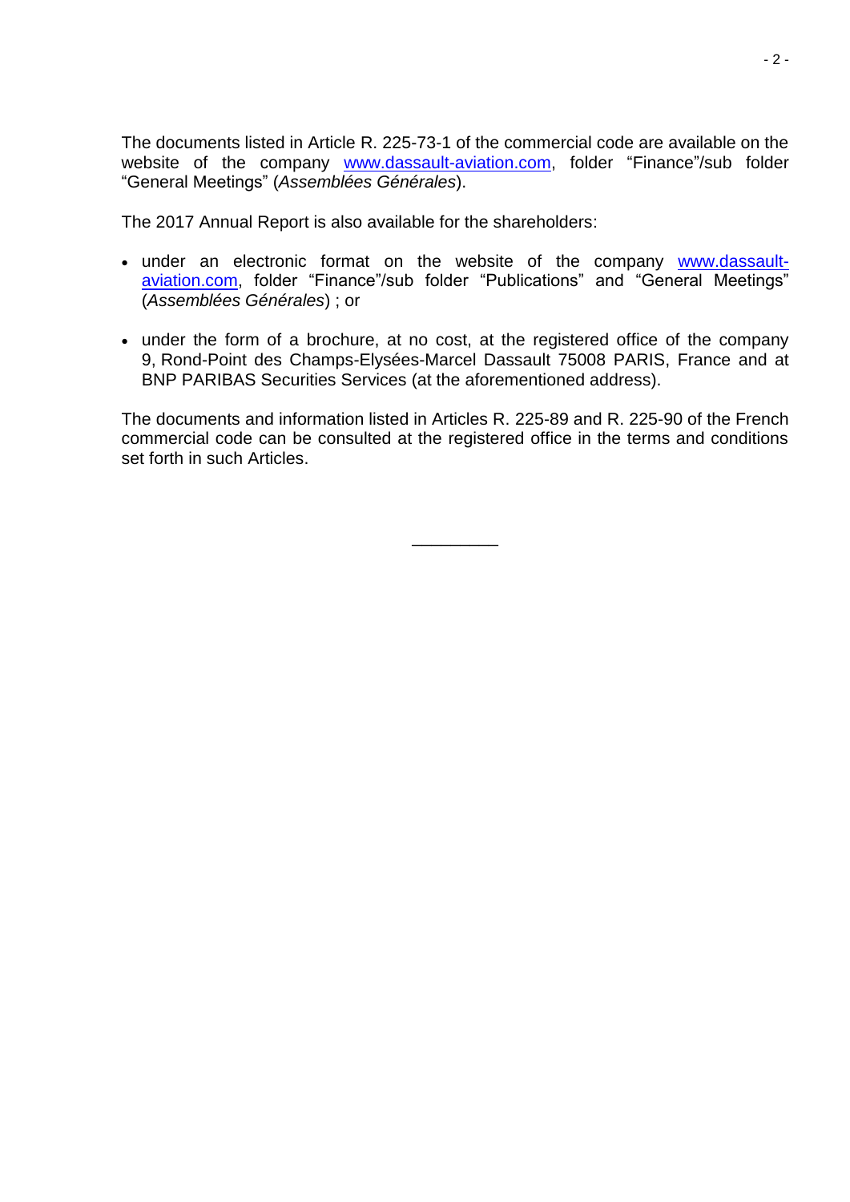The documents listed in Article R. 225-73-1 of the commercial code are available on the website of the company www.dassault-aviation.com, folder "Finance"/sub folder "General Meetings" (*Assemblées Générales*).

The 2017 Annual Report is also available for the shareholders:

- under an electronic format on the website of the company www.dassault-aviation.com, folder "Finance"/sub folder "Publications" and "General Meetings" (*Assemblées Générales*) ; or
- under the form of a brochure, at no cost, at the registered office of the company 9, Rond-Point des Champs-Elysées-Marcel Dassault 75008 PARIS, France and at BNP PARIBAS Securities Services (at the aforementioned address).

The documents and information listed in Articles R. 225-89 and R. 225-90 of the French commercial code can be consulted at the registered office in the terms and conditions set forth in such Articles.